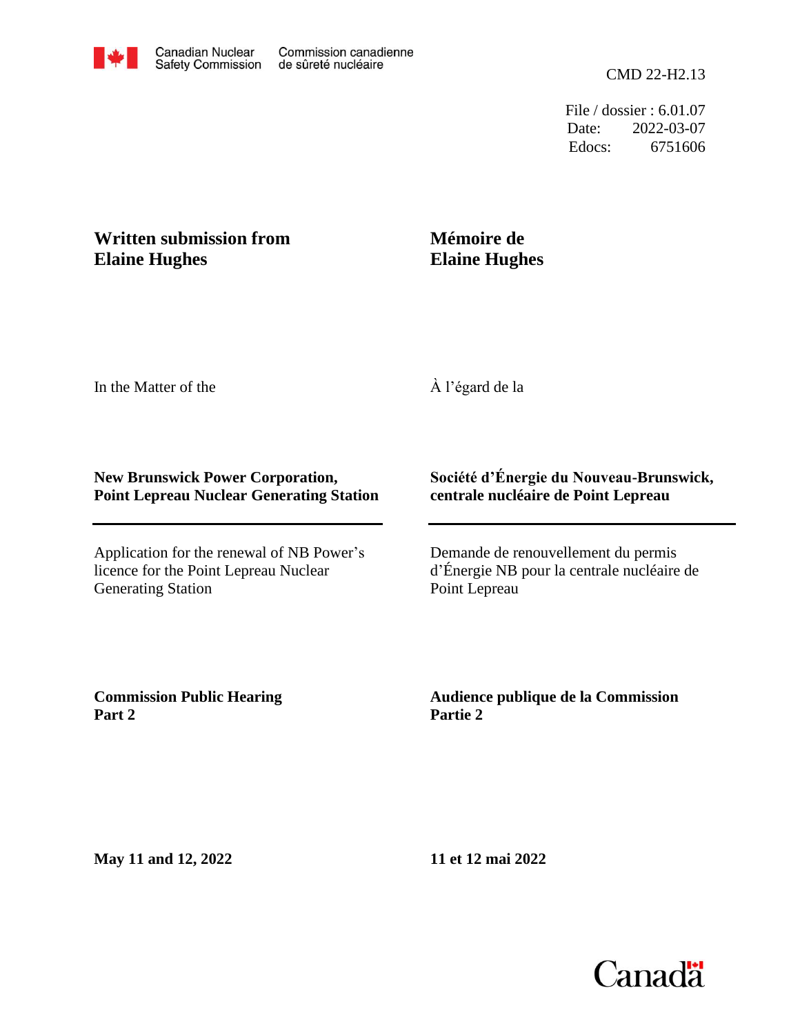Canadian Nuclear Safety Commission | Commission canadienne de sûreté nucléaire

CMD 22-H2.13

File / dossier : 6.01.07
Date: 2022-03-07
Edocs: 6751606

**Written submission from Elaine Hughes**

**Mémoire de Elaine Hughes**

In the Matter of the

À l'égard de la

**New Brunswick Power Corporation, Point Lepreau Nuclear Generating Station**

**Société d'Énergie du Nouveau-Brunswick, centrale nucléaire de Point Lepreau**

Application for the renewal of NB Power's licence for the Point Lepreau Nuclear Generating Station

Demande de renouvellement du permis d'Énergie NB pour la centrale nucléaire de Point Lepreau

**Commission Public Hearing Part 2**

**Audience publique de la Commission Partie 2**

**May 11 and 12, 2022**

**11 et 12 mai 2022**

Canada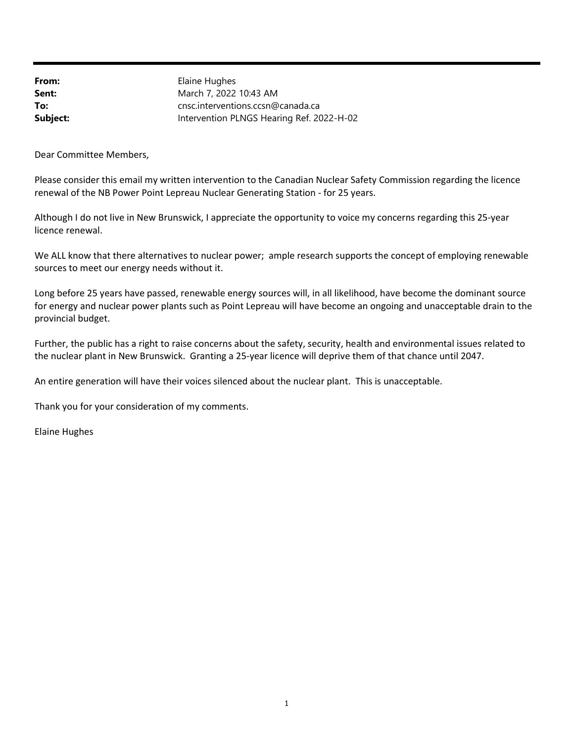**From:** Elaine Hughes
**Sent:** March 7, 2022 10:43 AM
**To:** cnsc.interventions.ccsn@canada.ca
**Subject:** Intervention PLNGS Hearing Ref. 2022-H-02

Dear Committee Members,

Please consider this email my written intervention to the Canadian Nuclear Safety Commission regarding the licence renewal of the NB Power Point Lepreau Nuclear Generating Station - for 25 years.

Although I do not live in New Brunswick, I appreciate the opportunity to voice my concerns regarding this 25-year licence renewal.

We ALL know that there alternatives to nuclear power; ample research supports the concept of employing renewable sources to meet our energy needs without it.

Long before 25 years have passed, renewable energy sources will, in all likelihood, have become the dominant source for energy and nuclear power plants such as Point Lepreau will have become an ongoing and unacceptable drain to the provincial budget.

Further, the public has a right to raise concerns about the safety, security, health and environmental issues related to the nuclear plant in New Brunswick. Granting a 25-year licence will deprive them of that chance until 2047.

An entire generation will have their voices silenced about the nuclear plant. This is unacceptable.

Thank you for your consideration of my comments.

Elaine Hughes